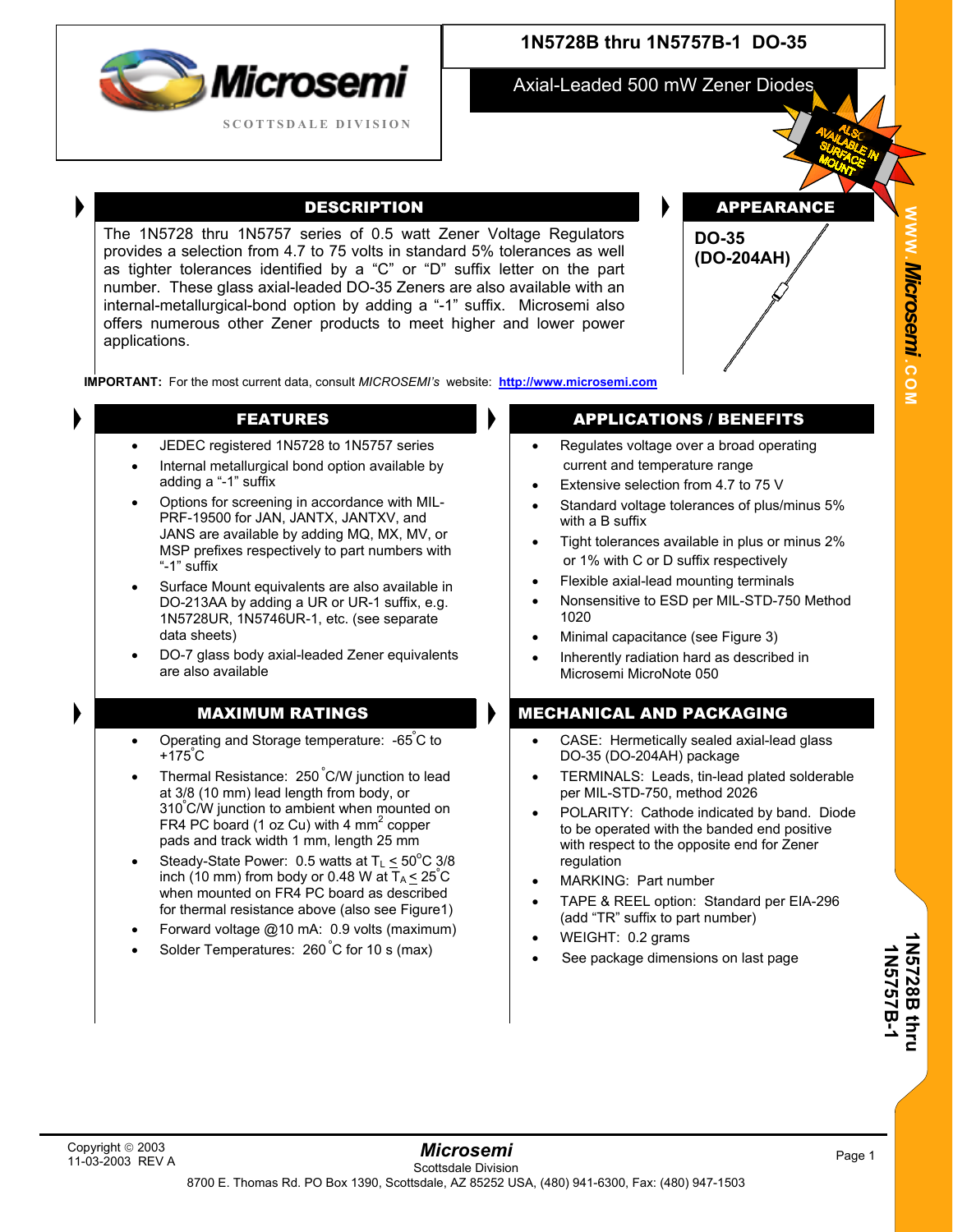# 1N5728B thru 1N5757B-1 DO-35

## Axial-Leaded 500 mW Zener Diodes

Microsemi
SCOTTSDALE DIVISION

ALSO AVAILABLE IN SURFACE MOUNT

## DESCRIPTION

The 1N5728 thru 1N5757 series of 0.5 watt Zener Voltage Regulators provides a selection from 4.7 to 75 volts in standard 5% tolerances as well as tighter tolerances identified by a "C" or "D" suffix letter on the part number. These glass axial-leaded DO-35 Zeners are also available with an internal-metallurgical-bond option by adding a "-1" suffix. Microsemi also offers numerous other Zener products to meet higher and lower power applications.

## APPEARANCE

DO-35
(DO-204AH)

**IMPORTANT:** For the most current data, consult *MICROSEMI's* website: http://www.microsemi.com

## FEATURES

- JEDEC registered 1N5728 to 1N5757 series
- Internal metallurgical bond option available by adding a "-1" suffix
- Options for screening in accordance with MIL-PRF-19500 for JAN, JANTX, JANTXV, and JANS are available by adding MQ, MX, MV, or MSP prefixes respectively to part numbers with "-1" suffix
- Surface Mount equivalents are also available in DO-213AA by adding a UR or UR-1 suffix, e.g. 1N5728UR, 1N5746UR-1, etc. (see separate data sheets)
- DO-7 glass body axial-leaded Zener equivalents are also available

## APPLICATIONS / BENEFITS

- Regulates voltage over a broad operating current and temperature range
- Extensive selection from 4.7 to 75 V
- Standard voltage tolerances of plus/minus 5% with a B suffix
- Tight tolerances available in plus or minus 2% or 1% with C or D suffix respectively
- Flexible axial-lead mounting terminals
- Nonsensitive to ESD per MIL-STD-750 Method 1020
- Minimal capacitance (see Figure 3)
- Inherently radiation hard as described in Microsemi MicroNote 050

## MAXIMUM RATINGS

- Operating and Storage temperature: -65°C to +175°C
- Thermal Resistance: 250 °C/W junction to lead at 3/8 (10 mm) lead length from body, or 310°C/W junction to ambient when mounted on FR4 PC board (1 oz Cu) with 4 mm$^2$ copper pads and track width 1 mm, length 25 mm
- Steady-State Power: 0.5 watts at $T_L \leq 50°C$ 3/8 inch (10 mm) from body or 0.48 W at $T_A \leq 25°C$ when mounted on FR4 PC board as described for thermal resistance above (also see Figure1)
- Forward voltage @10 mA: 0.9 volts (maximum)
- Solder Temperatures: 260 °C for 10 s (max)

## MECHANICAL AND PACKAGING

- CASE: Hermetically sealed axial-lead glass DO-35 (DO-204AH) package
- TERMINALS: Leads, tin-lead plated solderable per MIL-STD-750, method 2026
- POLARITY: Cathode indicated by band. Diode to be operated with the banded end positive with respect to the opposite end for Zener regulation
- MARKING: Part number
- TAPE & REEL option: Standard per EIA-296 (add "TR" suffix to part number)
- WEIGHT: 0.2 grams
- See package dimensions on last page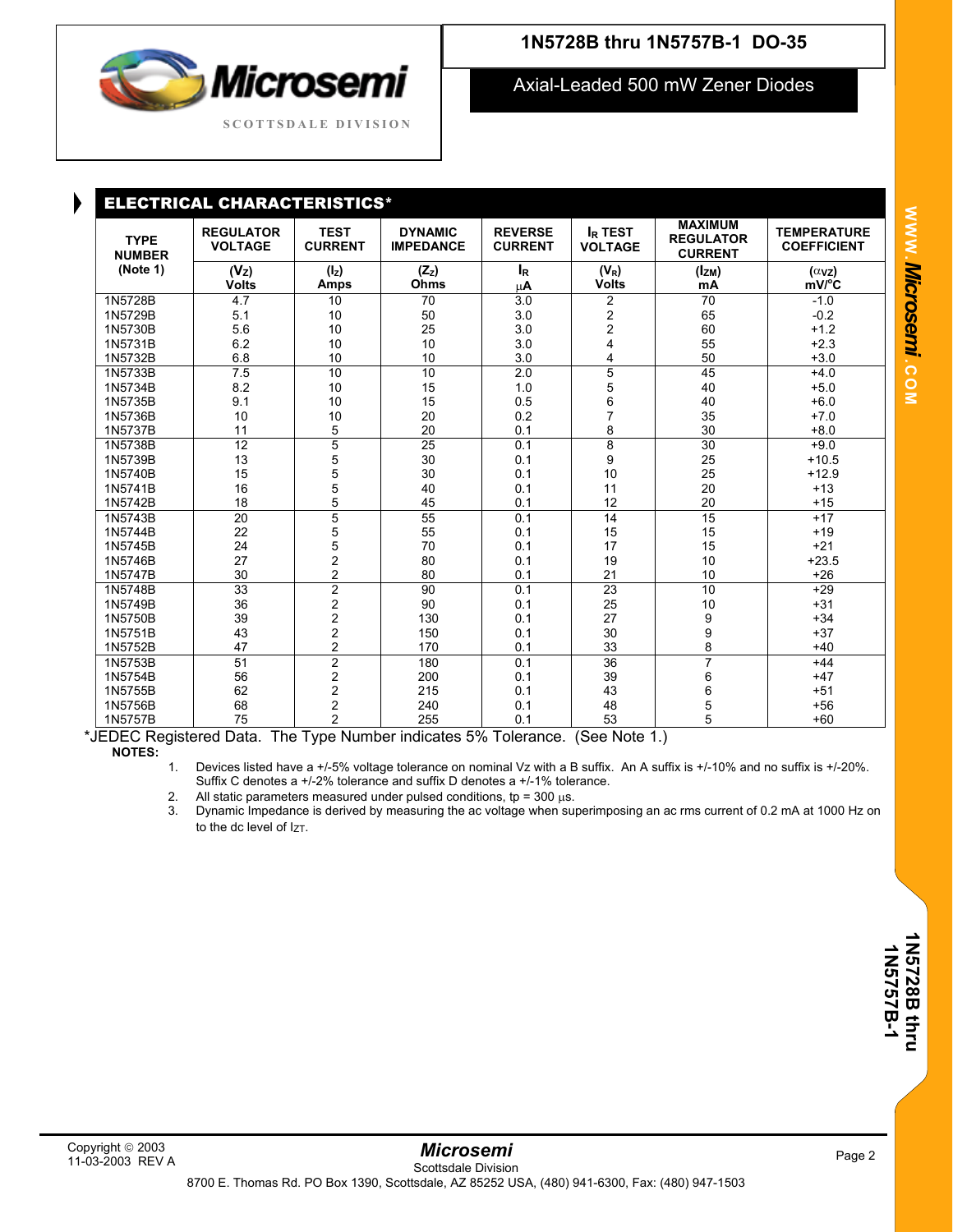# 1N5728B thru 1N5757B-1 DO-35

## Axial-Leaded 500 mW Zener Diodes

### ELECTRICAL CHARACTERISTICS*

| TYPE NUMBER (Note 1) | REGULATOR VOLTAGE | TEST CURRENT | DYNAMIC IMPEDANCE | REVERSE CURRENT | $I_R$ TEST VOLTAGE | MAXIMUM REGULATOR CURRENT | TEMPERATURE COEFFICIENT |
|---|---|---|---|---|---|---|---|
| | ($V_Z$) Volts | ($I_Z$) Amps | ($Z_Z$) Ohms | $I_R$ µA | ($V_R$) Volts | ($I_{ZM}$) mA | ($\alpha_{VZ}$) mV/°C |
| 1N5728B | 4.7 | 10 | 70 | 3.0 | 2 | 70 | -1.0 |
| 1N5729B | 5.1 | 10 | 50 | 3.0 | 2 | 65 | -0.2 |
| 1N5730B | 5.6 | 10 | 25 | 3.0 | 2 | 60 | +1.2 |
| 1N5731B | 6.2 | 10 | 10 | 3.0 | 4 | 55 | +2.3 |
| 1N5732B | 6.8 | 10 | 10 | 3.0 | 4 | 50 | +3.0 |
| 1N5733B | 7.5 | 10 | 10 | 2.0 | 5 | 45 | +4.0 |
| 1N5734B | 8.2 | 10 | 15 | 1.0 | 5 | 40 | +5.0 |
| 1N5735B | 9.1 | 10 | 15 | 0.5 | 6 | 40 | +6.0 |
| 1N5736B | 10 | 10 | 20 | 0.2 | 7 | 35 | +7.0 |
| 1N5737B | 11 | 5 | 20 | 0.1 | 8 | 30 | +8.0 |
| 1N5738B | 12 | 5 | 25 | 0.1 | 8 | 30 | +9.0 |
| 1N5739B | 13 | 5 | 30 | 0.1 | 9 | 25 | +10.5 |
| 1N5740B | 15 | 5 | 30 | 0.1 | 10 | 25 | +12.9 |
| 1N5741B | 16 | 5 | 40 | 0.1 | 11 | 20 | +13 |
| 1N5742B | 18 | 5 | 45 | 0.1 | 12 | 20 | +15 |
| 1N5743B | 20 | 5 | 55 | 0.1 | 14 | 15 | +17 |
| 1N5744B | 22 | 5 | 55 | 0.1 | 15 | 15 | +19 |
| 1N5745B | 24 | 5 | 70 | 0.1 | 17 | 15 | +21 |
| 1N5746B | 27 | 2 | 80 | 0.1 | 19 | 10 | +23.5 |
| 1N5747B | 30 | 2 | 80 | 0.1 | 21 | 10 | +26 |
| 1N5748B | 33 | 2 | 90 | 0.1 | 23 | 10 | +29 |
| 1N5749B | 36 | 2 | 90 | 0.1 | 25 | 10 | +31 |
| 1N5750B | 39 | 2 | 130 | 0.1 | 27 | 9 | +34 |
| 1N5751B | 43 | 2 | 150 | 0.1 | 30 | 9 | +37 |
| 1N5752B | 47 | 2 | 170 | 0.1 | 33 | 8 | +40 |
| 1N5753B | 51 | 2 | 180 | 0.1 | 36 | 7 | +44 |
| 1N5754B | 56 | 2 | 200 | 0.1 | 39 | 6 | +47 |
| 1N5755B | 62 | 2 | 215 | 0.1 | 43 | 6 | +51 |
| 1N5756B | 68 | 2 | 240 | 0.1 | 48 | 5 | +56 |
| 1N5757B | 75 | 2 | 255 | 0.1 | 53 | 5 | +60 |

*JEDEC Registered Data. The Type Number indicates 5% Tolerance. (See Note 1.)

**NOTES:**

1. Devices listed have a +/-5% voltage tolerance on nominal Vz with a B suffix. An A suffix is +/-10% and no suffix is +/-20%. Suffix C denotes a +/-2% tolerance and suffix D denotes a +/-1% tolerance.
2. All static parameters measured under pulsed conditions, tp = 300 µs.
3. Dynamic Impedance is derived by measuring the ac voltage when superimposing an ac rms current of 0.2 mA at 1000 Hz on to the dc level of $I_{ZT}$.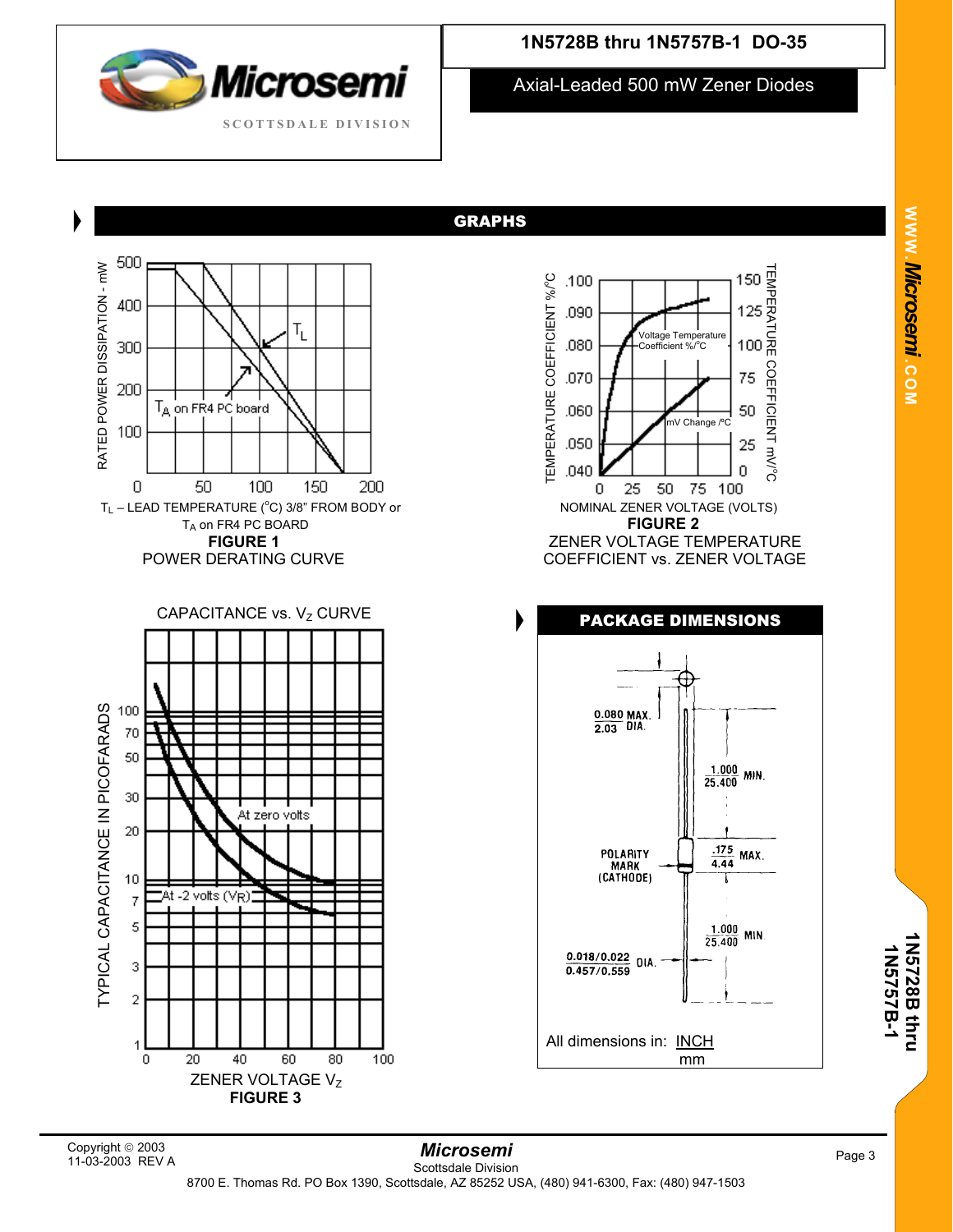## GRAPHS

$T_L$ – LEAD TEMPERATURE (°C) 3/8" FROM BODY or $T_A$ on FR4 PC BOARD

**FIGURE 1**

POWER DERATING CURVE

NOMINAL ZENER VOLTAGE (VOLTS)

**FIGURE 2**

ZENER VOLTAGE TEMPERATURE COEFFICIENT vs. ZENER VOLTAGE

CAPACITANCE vs. $V_Z$ CURVE

ZENER VOLTAGE $V_Z$

**FIGURE 3**

## PACKAGE DIMENSIONS

All dimensions in: INCH / mm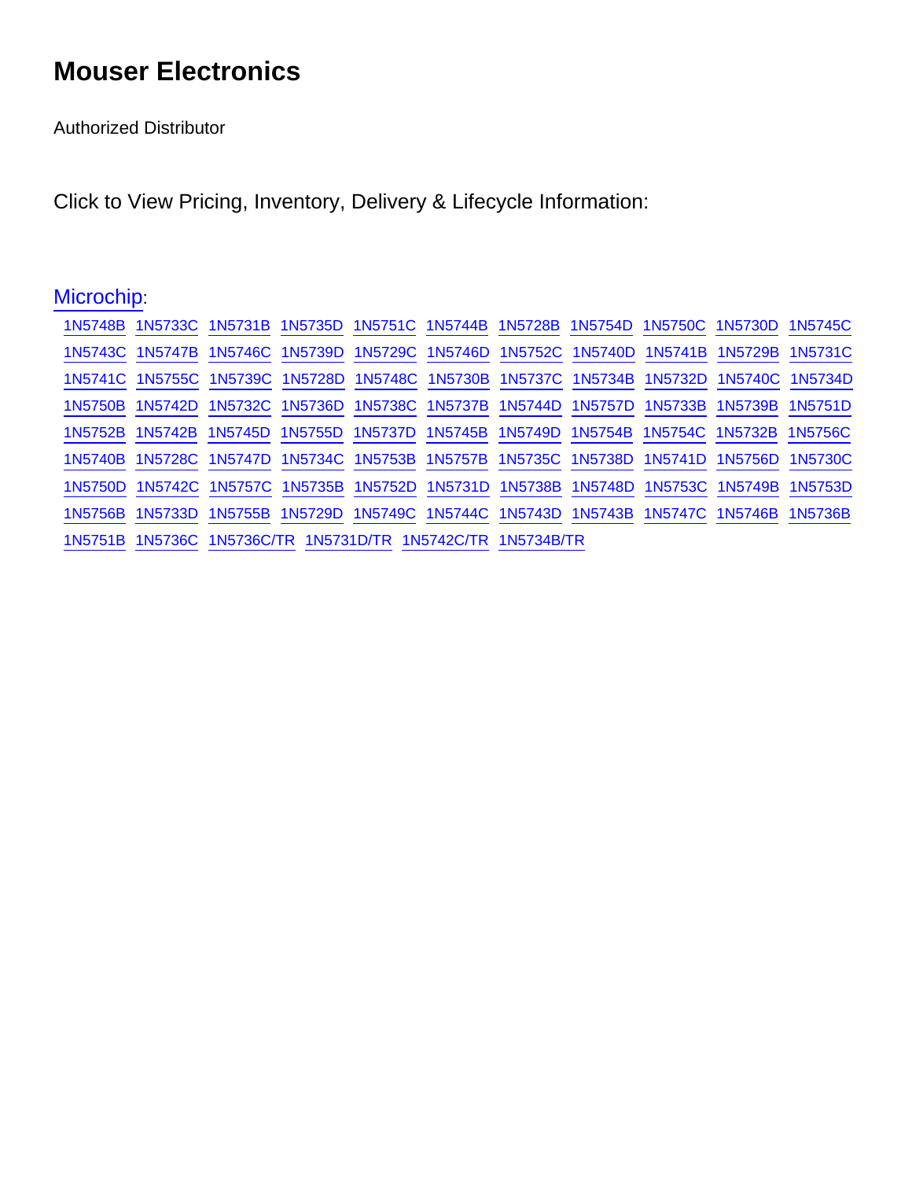# Mouser Electronics

Authorized Distributor

Click to View Pricing, Inventory, Delivery & Lifecycle Information:

Microchip:

1N5748B 1N5733C 1N5731B 1N5735D 1N5751C 1N5744B 1N5728B 1N5754D 1N5750C 1N5730D 1N5745C 1N5743C 1N5747B 1N5746C 1N5739D 1N5729C 1N5746D 1N5752C 1N5740D 1N5741B 1N5729B 1N5731C 1N5741C 1N5755C 1N5739C 1N5728D 1N5748C 1N5730B 1N5737C 1N5734B 1N5732D 1N5740C 1N5734D 1N5750B 1N5742D 1N5732C 1N5736D 1N5738C 1N5737B 1N5744D 1N5757D 1N5733B 1N5739B 1N5751D 1N5752B 1N5742B 1N5745D 1N5755D 1N5737D 1N5745B 1N5749D 1N5754B 1N5754C 1N5732B 1N5756C 1N5740B 1N5728C 1N5747D 1N5734C 1N5753B 1N5757B 1N5735C 1N5738D 1N5741D 1N5756D 1N5730C 1N5750D 1N5742C 1N5757C 1N5735B 1N5752D 1N5731D 1N5738B 1N5748D 1N5753C 1N5749B 1N5753D 1N5756B 1N5733D 1N5755B 1N5729D 1N5749C 1N5744C 1N5743D 1N5743B 1N5747C 1N5746B 1N5736B 1N5751B 1N5736C 1N5736C/TR 1N5731D/TR 1N5742C/TR 1N5734B/TR